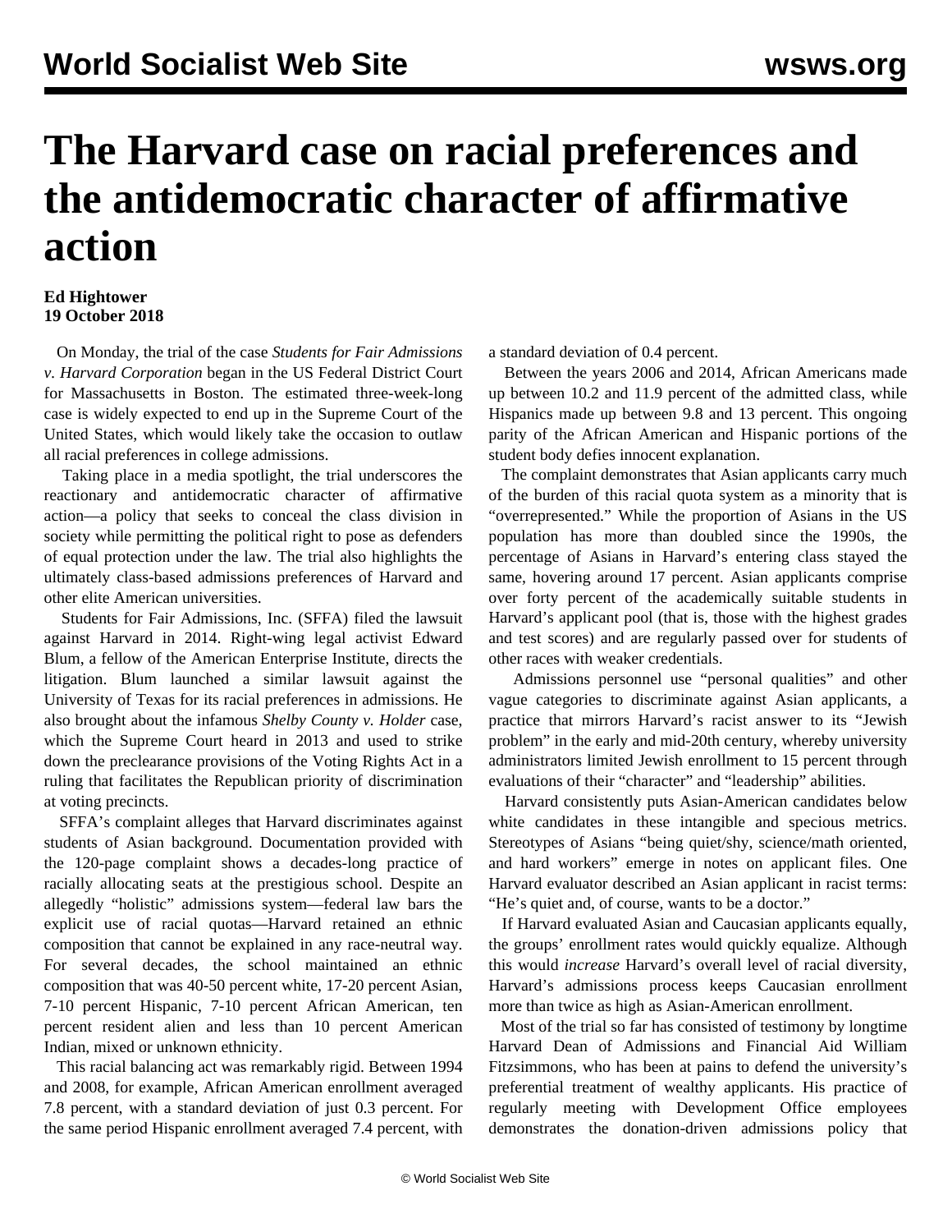# The Harvard case on racial preferences and the antidemocratic character of affirmative action

**Ed Hightower**
**19 October 2018**

On Monday, the trial of the case *Students for Fair Admissions v. Harvard Corporation* began in the US Federal District Court for Massachusetts in Boston. The estimated three-week-long case is widely expected to end up in the Supreme Court of the United States, which would likely take the occasion to outlaw all racial preferences in college admissions.

Taking place in a media spotlight, the trial underscores the reactionary and antidemocratic character of affirmative action—a policy that seeks to conceal the class division in society while permitting the political right to pose as defenders of equal protection under the law. The trial also highlights the ultimately class-based admissions preferences of Harvard and other elite American universities.

Students for Fair Admissions, Inc. (SFFA) filed the lawsuit against Harvard in 2014. Right-wing legal activist Edward Blum, a fellow of the American Enterprise Institute, directs the litigation. Blum launched a similar lawsuit against the University of Texas for its racial preferences in admissions. He also brought about the infamous *Shelby County v. Holder* case, which the Supreme Court heard in 2013 and used to strike down the preclearance provisions of the Voting Rights Act in a ruling that facilitates the Republican priority of discrimination at voting precincts.

SFFA's complaint alleges that Harvard discriminates against students of Asian background. Documentation provided with the 120-page complaint shows a decades-long practice of racially allocating seats at the prestigious school. Despite an allegedly "holistic" admissions system—federal law bars the explicit use of racial quotas—Harvard retained an ethnic composition that cannot be explained in any race-neutral way. For several decades, the school maintained an ethnic composition that was 40-50 percent white, 17-20 percent Asian, 7-10 percent Hispanic, 7-10 percent African American, ten percent resident alien and less than 10 percent American Indian, mixed or unknown ethnicity.

This racial balancing act was remarkably rigid. Between 1994 and 2008, for example, African American enrollment averaged 7.8 percent, with a standard deviation of just 0.3 percent. For the same period Hispanic enrollment averaged 7.4 percent, with a standard deviation of 0.4 percent.

Between the years 2006 and 2014, African Americans made up between 10.2 and 11.9 percent of the admitted class, while Hispanics made up between 9.8 and 13 percent. This ongoing parity of the African American and Hispanic portions of the student body defies innocent explanation.

The complaint demonstrates that Asian applicants carry much of the burden of this racial quota system as a minority that is "overrepresented." While the proportion of Asians in the US population has more than doubled since the 1990s, the percentage of Asians in Harvard's entering class stayed the same, hovering around 17 percent. Asian applicants comprise over forty percent of the academically suitable students in Harvard's applicant pool (that is, those with the highest grades and test scores) and are regularly passed over for students of other races with weaker credentials.

Admissions personnel use "personal qualities" and other vague categories to discriminate against Asian applicants, a practice that mirrors Harvard's racist answer to its "Jewish problem" in the early and mid-20th century, whereby university administrators limited Jewish enrollment to 15 percent through evaluations of their "character" and "leadership" abilities.

Harvard consistently puts Asian-American candidates below white candidates in these intangible and specious metrics. Stereotypes of Asians "being quiet/shy, science/math oriented, and hard workers" emerge in notes on applicant files. One Harvard evaluator described an Asian applicant in racist terms: "He's quiet and, of course, wants to be a doctor."

If Harvard evaluated Asian and Caucasian applicants equally, the groups' enrollment rates would quickly equalize. Although this would *increase* Harvard's overall level of racial diversity, Harvard's admissions process keeps Caucasian enrollment more than twice as high as Asian-American enrollment.

Most of the trial so far has consisted of testimony by longtime Harvard Dean of Admissions and Financial Aid William Fitzsimmons, who has been at pains to defend the university's preferential treatment of wealthy applicants. His practice of regularly meeting with Development Office employees demonstrates the donation-driven admissions policy that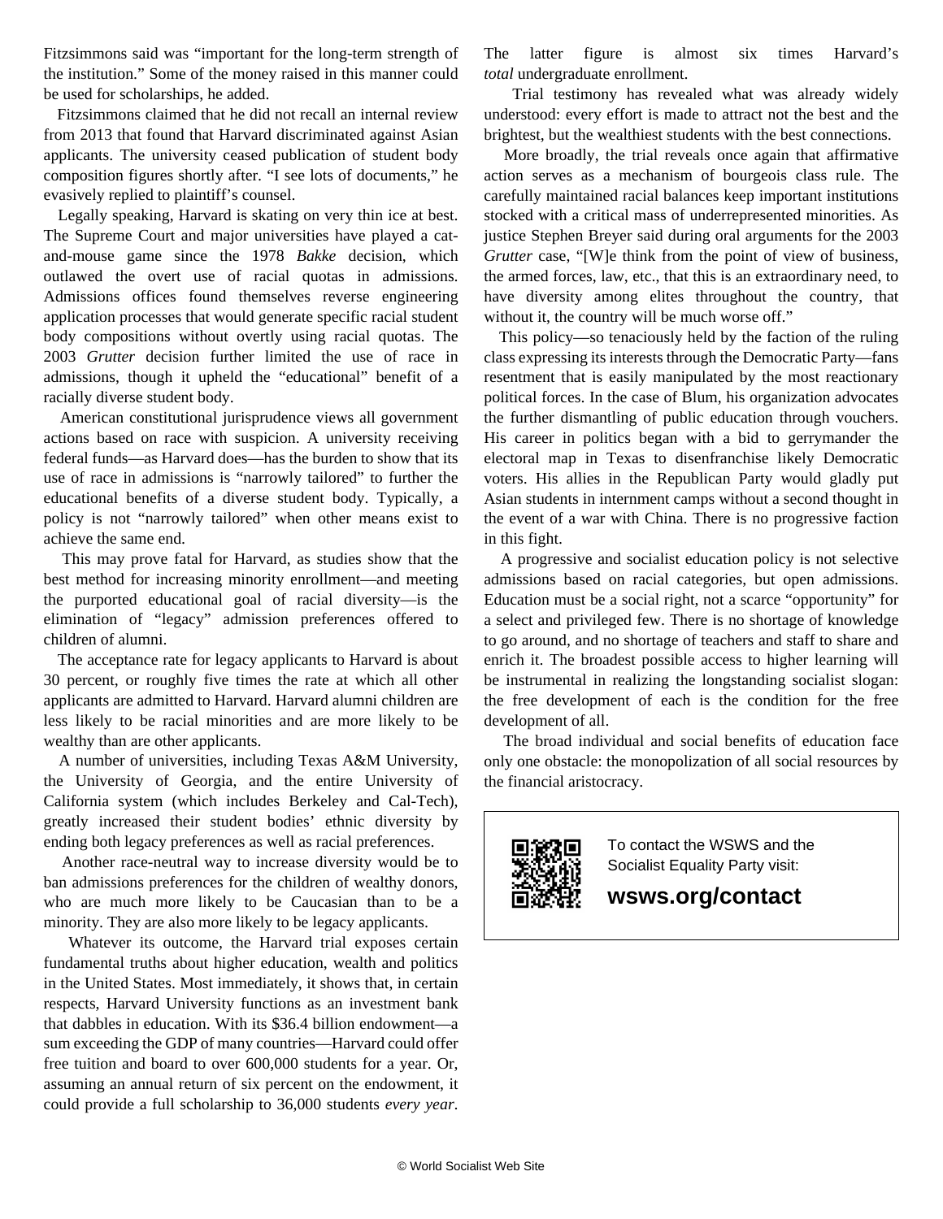Fitzsimmons said was "important for the long-term strength of the institution." Some of the money raised in this manner could be used for scholarships, he added.

Fitzsimmons claimed that he did not recall an internal review from 2013 that found that Harvard discriminated against Asian applicants. The university ceased publication of student body composition figures shortly after. "I see lots of documents," he evasively replied to plaintiff's counsel.

Legally speaking, Harvard is skating on very thin ice at best. The Supreme Court and major universities have played a cat-and-mouse game since the 1978 *Bakke* decision, which outlawed the overt use of racial quotas in admissions. Admissions offices found themselves reverse engineering application processes that would generate specific racial student body compositions without overtly using racial quotas. The 2003 *Grutter* decision further limited the use of race in admissions, though it upheld the "educational" benefit of a racially diverse student body.

American constitutional jurisprudence views all government actions based on race with suspicion. A university receiving federal funds—as Harvard does—has the burden to show that its use of race in admissions is "narrowly tailored" to further the educational benefits of a diverse student body. Typically, a policy is not "narrowly tailored" when other means exist to achieve the same end.

This may prove fatal for Harvard, as studies show that the best method for increasing minority enrollment—and meeting the purported educational goal of racial diversity—is the elimination of "legacy" admission preferences offered to children of alumni.

The acceptance rate for legacy applicants to Harvard is about 30 percent, or roughly five times the rate at which all other applicants are admitted to Harvard. Harvard alumni children are less likely to be racial minorities and are more likely to be wealthy than are other applicants.

A number of universities, including Texas A&M University, the University of Georgia, and the entire University of California system (which includes Berkeley and Cal-Tech), greatly increased their student bodies' ethnic diversity by ending both legacy preferences as well as racial preferences.

Another race-neutral way to increase diversity would be to ban admissions preferences for the children of wealthy donors, who are much more likely to be Caucasian than to be a minority. They are also more likely to be legacy applicants.

Whatever its outcome, the Harvard trial exposes certain fundamental truths about higher education, wealth and politics in the United States. Most immediately, it shows that, in certain respects, Harvard University functions as an investment bank that dabbles in education. With its $36.4 billion endowment—a sum exceeding the GDP of many countries—Harvard could offer free tuition and board to over 600,000 students for a year. Or, assuming an annual return of six percent on the endowment, it could provide a full scholarship to 36,000 students *every year*. The latter figure is almost six times Harvard's *total* undergraduate enrollment.

Trial testimony has revealed what was already widely understood: every effort is made to attract not the best and the brightest, but the wealthiest students with the best connections.

More broadly, the trial reveals once again that affirmative action serves as a mechanism of bourgeois class rule. The carefully maintained racial balances keep important institutions stocked with a critical mass of underrepresented minorities. As justice Stephen Breyer said during oral arguments for the 2003 *Grutter* case, "[W]e think from the point of view of business, the armed forces, law, etc., that this is an extraordinary need, to have diversity among elites throughout the country, that without it, the country will be much worse off."

This policy—so tenaciously held by the faction of the ruling class expressing its interests through the Democratic Party—fans resentment that is easily manipulated by the most reactionary political forces. In the case of Blum, his organization advocates the further dismantling of public education through vouchers. His career in politics began with a bid to gerrymander the electoral map in Texas to disenfranchise likely Democratic voters. His allies in the Republican Party would gladly put Asian students in internment camps without a second thought in the event of a war with China. There is no progressive faction in this fight.

A progressive and socialist education policy is not selective admissions based on racial categories, but open admissions. Education must be a social right, not a scarce "opportunity" for a select and privileged few. There is no shortage of knowledge to go around, and no shortage of teachers and staff to share and enrich it. The broadest possible access to higher learning will be instrumental in realizing the longstanding socialist slogan: the free development of each is the condition for the free development of all.

The broad individual and social benefits of education face only one obstacle: the monopolization of all social resources by the financial aristocracy.

To contact the WSWS and the Socialist Equality Party visit:

**wsws.org/contact**